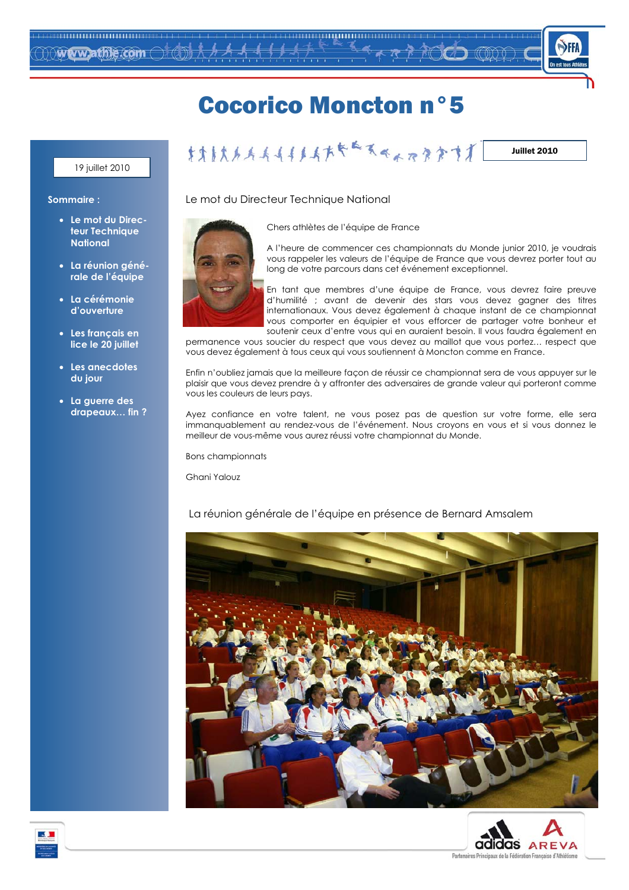# Cocorico Moncton n°5

19 juillet 2010

Juillet 2010

**Sommaire :**

- **Le mot du Directeur Technique National**
- **La réunion générale de l'équipe**
- **La cérémonie d'ouverture**
- **Les français en lice le 20 juillet**
- **Les anecdotes du jour**
- **La guerre des drapeaux… fin ?**

## Le mot du Directeur Technique National

Chers athlètes de l'équipe de France

A l'heure de commencer ces championnats du Monde junior 2010, je voudrais vous rappeler les valeurs de l'équipe de France que vous devrez porter tout au long de votre parcours dans cet événement exceptionnel.

En tant que membres d'une équipe de France, vous devrez faire preuve d'humilité ; avant de devenir des stars vous devez gagner des titres internationaux. Vous devez également à chaque instant de ce championnat vous comporter en équipier et vous efforcer de partager votre bonheur et soutenir ceux d'entre vous qui en auraient besoin. Il vous faudra également en permanence vous soucier du respect que vous devez au maillot que vous portez… respect que vous devez également à tous ceux qui vous soutiennent à Moncton comme en France.

Enfin n'oubliez jamais que la meilleure façon de réussir ce championnat sera de vous appuyer sur le plaisir que vous devez prendre à y affronter des adversaires de grande valeur qui porteront comme vous les couleurs de leurs pays.

Ayez confiance en votre talent, ne vous posez pas de question sur votre forme, elle sera immanquablement au rendez-vous de l'événement. Nous croyons en vous et si vous donnez le meilleur de vous-même vous aurez réussi votre championnat du Monde.

Bons championnats

Ghani Yalouz

## La réunion générale de l'équipe en présence de Bernard Amsalem

Partenaires Principaux de la Fédération Française d'Athlétisme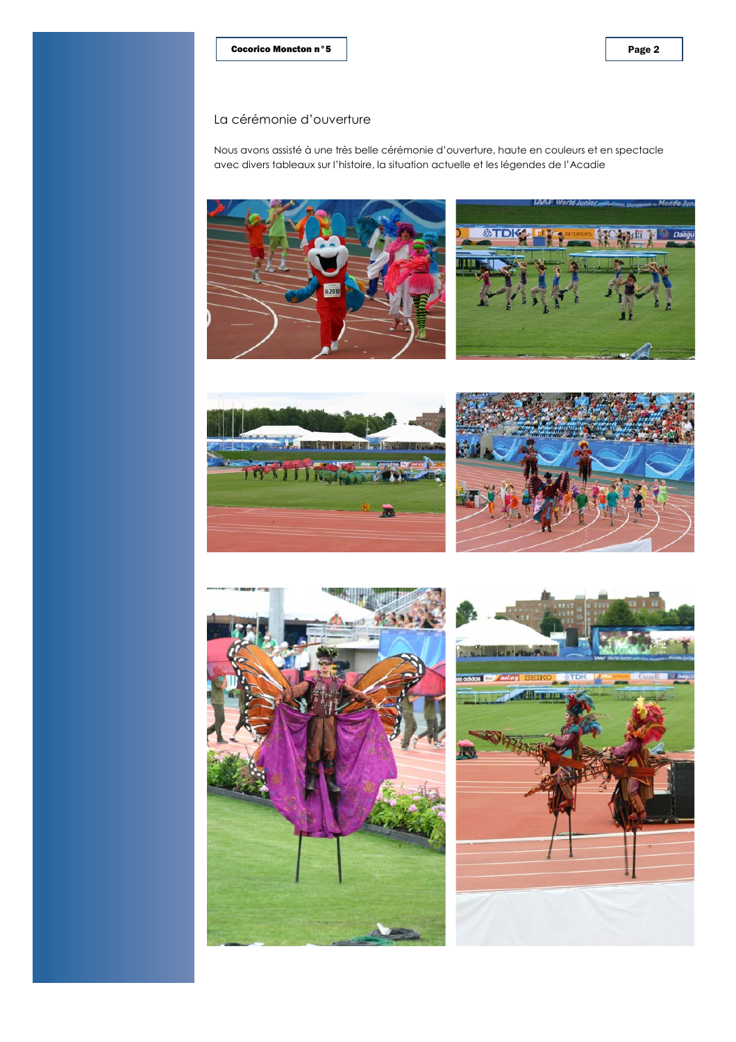## La cérémonie d'ouverture

Nous avons assisté à une très belle cérémonie d'ouverture, haute en couleurs et en spectacle avec divers tableaux sur l'histoire, la situation actuelle et les légendes de l'Acadie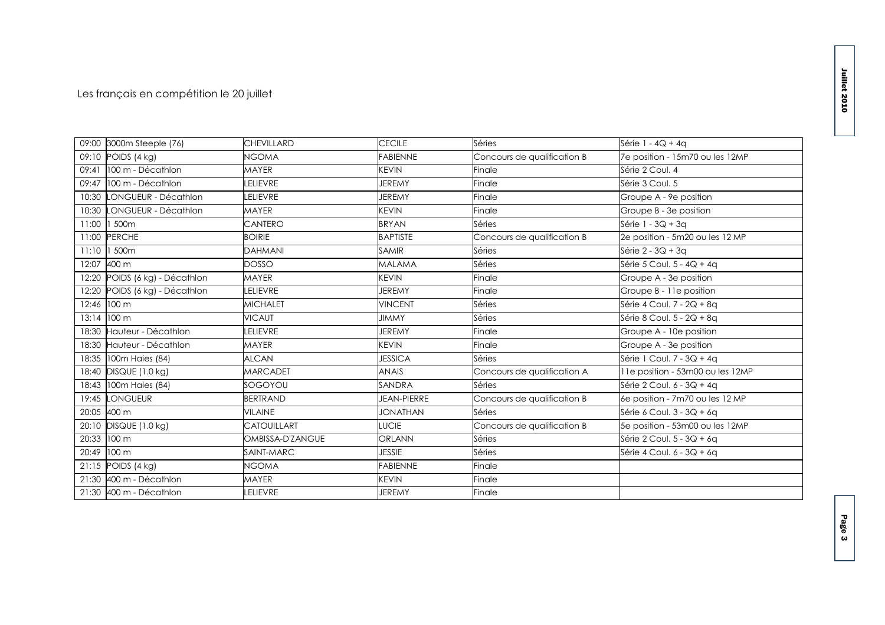Les français en compétition le 20 juillet

| | | | | | |
|---|---|---|---|---|---|
| 09:00 | 3000m Steeple (76) | CHEVILLARD | CECILE | Séries | Série 1 - 4Q + 4q |
| 09:10 | POIDS (4 kg) | NGOMA | FABIENNE | Concours de qualification B | 7e position - 15m70 ou les 12MP |
| 09:41 | 100 m - Décathlon | MAYER | KEVIN | Finale | Série 2 Coul. 4 |
| 09:47 | 100 m - Décathlon | LELIEVRE | JEREMY | Finale | Série 3 Coul. 5 |
| 10:30 | LONGUEUR - Décathlon | LELIEVRE | JEREMY | Finale | Groupe A - 9e position |
| 10:30 | LONGUEUR - Décathlon | MAYER | KEVIN | Finale | Groupe B - 3e position |
| 11:00 | 1 500m | CANTERO | BRYAN | Séries | Série 1 - 3Q + 3q |
| 11:00 | PERCHE | BOIRIE | BAPTISTE | Concours de qualification B | 2e position - 5m20 ou les 12 MP |
| 11:10 | 1 500m | DAHMANI | SAMIR | Séries | Série 2 - 3Q + 3q |
| 12:07 | 400 m | DOSSO | MALAMA | Séries | Série 5 Coul. 5 - 4Q + 4q |
| 12:20 | POIDS (6 kg) - Décathlon | MAYER | KEVIN | Finale | Groupe A - 3e position |
| 12:20 | POIDS (6 kg) - Décathlon | LELIEVRE | JEREMY | Finale | Groupe B - 11e position |
| 12:46 | 100 m | MICHALET | VINCENT | Séries | Série 4 Coul. 7 - 2Q + 8q |
| 13:14 | 100 m | VICAUT | JIMMY | Séries | Série 8 Coul. 5 - 2Q + 8q |
| 18:30 | Hauteur - Décathlon | LELIEVRE | JEREMY | Finale | Groupe A - 10e position |
| 18:30 | Hauteur - Décathlon | MAYER | KEVIN | Finale | Groupe A - 3e position |
| 18:35 | 100m Haies (84) | ALCAN | JESSICA | Séries | Série 1 Coul. 7 - 3Q + 4q |
| 18:40 | DISQUE (1.0 kg) | MARCADET | ANAIS | Concours de qualification A | 11e position - 53m00 ou les 12MP |
| 18:43 | 100m Haies (84) | SOGOYOU | SANDRA | Séries | Série 2 Coul. 6 - 3Q + 4q |
| 19:45 | LONGUEUR | BERTRAND | JEAN-PIERRE | Concours de qualification B | 6e position - 7m70 ou les 12 MP |
| 20:05 | 400 m | VILAINE | JONATHAN | Séries | Série 6 Coul. 3 - 3Q + 6q |
| 20:10 | DISQUE (1.0 kg) | CATOUILLART | LUCIE | Concours de qualification B | 5e position - 53m00 ou les 12MP |
| 20:33 | 100 m | OMBISSA-D'ZANGUE | ORLANN | Séries | Série 2 Coul. 5 - 3Q + 6q |
| 20:49 | 100 m | SAINT-MARC | JESSIE | Séries | Série 4 Coul. 6 - 3Q + 6q |
| 21:15 | POIDS (4 kg) | NGOMA | FABIENNE | Finale | |
| 21:30 | 400 m - Décathlon | MAYER | KEVIN | Finale | |
| 21:30 | 400 m - Décathlon | LELIEVRE | JEREMY | Finale | |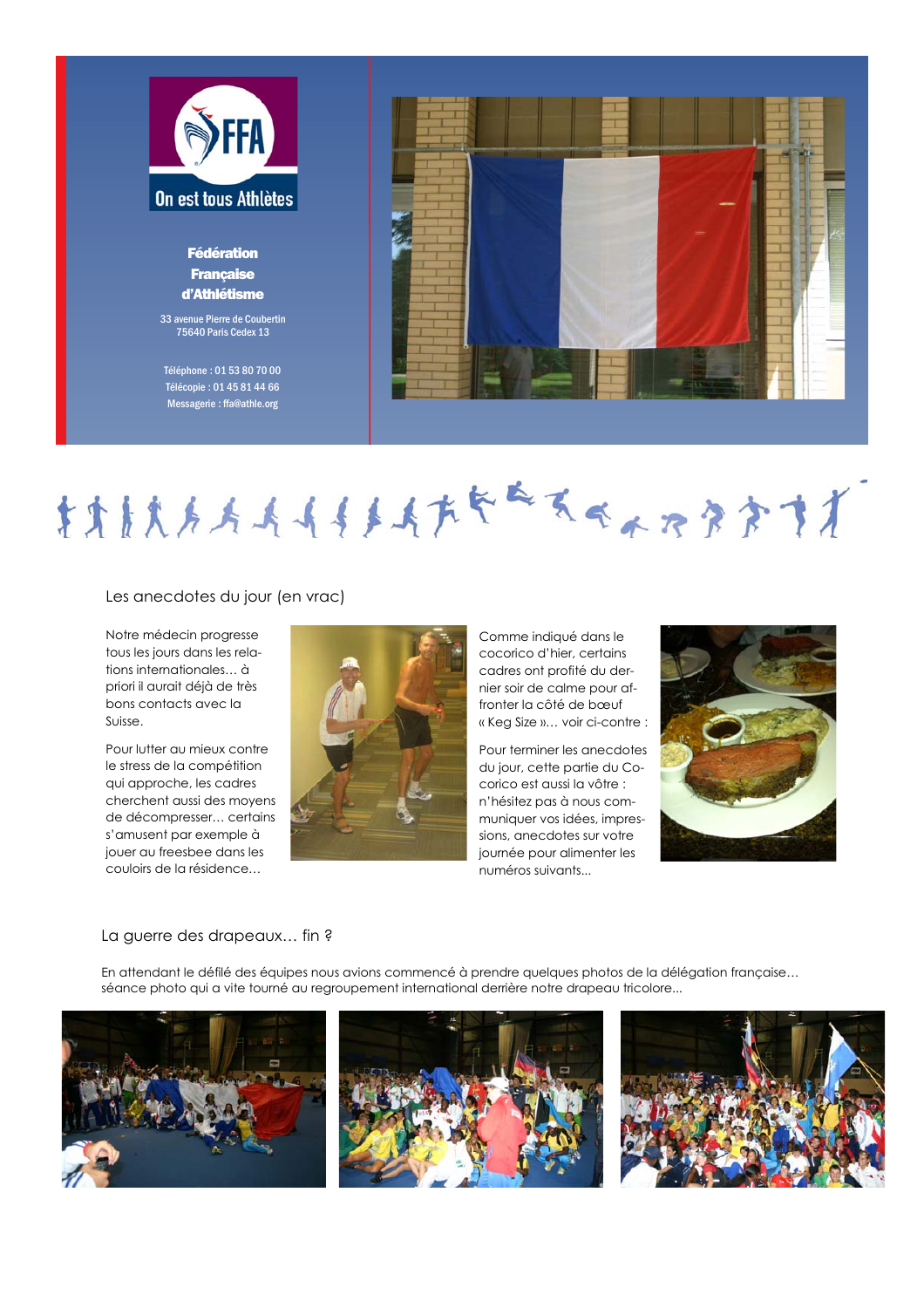FFA

On est tous Athlètes

**Fédération Française d'Athlétisme**

33 avenue Pierre de Coubertin
75640 Paris Cedex 13

Téléphone : 01 53 80 70 00
Télécopie : 01 45 81 44 66
Messagerie : ffa@athle.org

## Les anecdotes du jour (en vrac)

Notre médecin progresse tous les jours dans les relations internationales… à priori il aurait déjà de très bons contacts avec la Suisse.

Pour lutter au mieux contre le stress de la compétition qui approche, les cadres cherchent aussi des moyens de décompresser… certains s'amusent par exemple à jouer au freesbee dans les couloirs de la résidence…

Comme indiqué dans le cocorico d'hier, certains cadres ont profité du dernier soir de calme pour affronter la côté de bœuf « Keg Size »… voir ci-contre :

Pour terminer les anecdotes du jour, cette partie du Cocorico est aussi la vôtre : n'hésitez pas à nous communiquer vos idées, impressions, anecdotes sur votre journée pour alimenter les numéros suivants...

## La guerre des drapeaux… fin ?

En attendant le défilé des équipes nous avions commencé à prendre quelques photos de la délégation française… séance photo qui a vite tourné au regroupement international derrière notre drapeau tricolore...